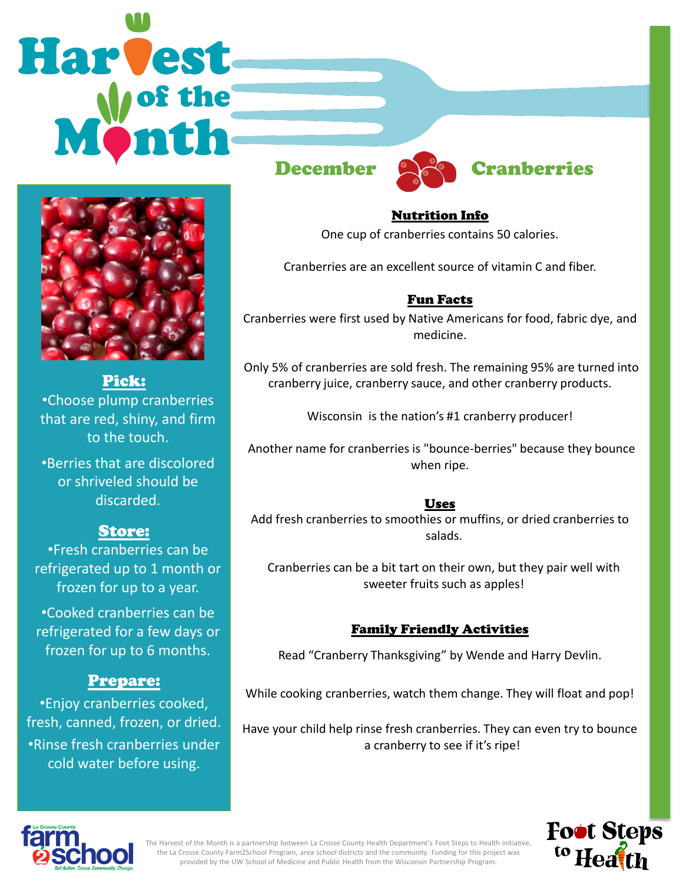# Harvest of the Month

## December — Cranberries

### Pick:

- Choose plump cranberries that are red, shiny, and firm to the touch.
- Berries that are discolored or shriveled should be discarded.

### Store:

- Fresh cranberries can be refrigerated up to 1 month or frozen for up to a year.
- Cooked cranberries can be refrigerated for a few days or frozen for up to 6 months.

### Prepare:

- Enjoy cranberries cooked, fresh, canned, frozen, or dried.
- Rinse fresh cranberries under cold water before using.

### Nutrition Info

One cup of cranberries contains 50 calories.

Cranberries are an excellent source of vitamin C and fiber.

### Fun Facts

Cranberries were first used by Native Americans for food, fabric dye, and medicine.

Only 5% of cranberries are sold fresh. The remaining 95% are turned into cranberry juice, cranberry sauce, and other cranberry products.

Wisconsin is the nation's #1 cranberry producer!

Another name for cranberries is "bounce-berries" because they bounce when ripe.

### Uses

Add fresh cranberries to smoothies or muffins, or dried cranberries to salads.

Cranberries can be a bit tart on their own, but they pair well with sweeter fruits such as apples!

### Family Friendly Activities

Read "Cranberry Thanksgiving" by Wende and Harry Devlin.

While cooking cranberries, watch them change. They will float and pop!

Have your child help rinse fresh cranberries. They can even try to bounce a cranberry to see if it's ripe!

La Crosse County farm2school — Get Active. Cause. Community. Change.

The Harvest of the Month is a partnership between La Crosse County Health Department's Foot Steps to Health initiative, the La Crosse County Farm2School Program, area school districts and the community. Funding for this project was provided by the UW School of Medicine and Public Health from the Wisconsin Partnership Program.

Foot Steps to Health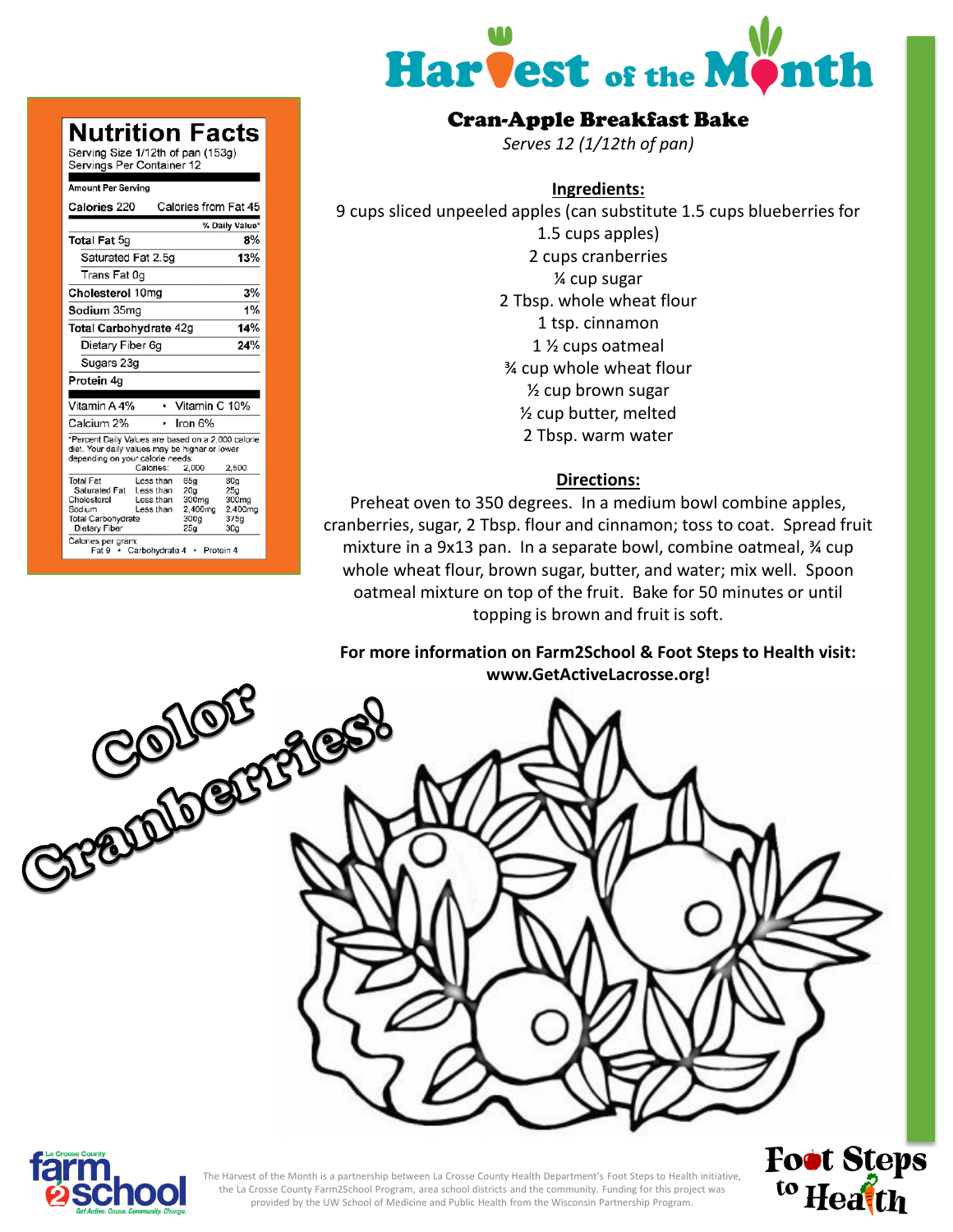# Harvest of the Month

## Cran-Apple Breakfast Bake

*Serves 12 (1/12th of pan)*

**Nutrition Facts**

Serving Size 1/12th of pan (153g)
Servings Per Container 12

| Amount Per Serving | |
|---|---|
| Calories 220 | Calories from Fat 45 |
| | % Daily Value* |
| Total Fat 5g | 8% |
| Saturated Fat 2.5g | 13% |
| Trans Fat 0g | |
| Cholesterol 10mg | 3% |
| Sodium 35mg | 1% |
| Total Carbohydrate 42g | 14% |
| Dietary Fiber 6g | 24% |
| Sugars 23g | |
| Protein 4g | |
| Vitamin A 4% | Vitamin C 10% |
| Calcium 2% | Iron 6% |

*Percent Daily Values are based on a 2,000 calorie diet. Your daily values may be higher or lower depending on your calorie needs.

| | | Calories: 2,000 | 2,500 |
|---|---|---|---|
| Total Fat | Less than | 65g | 80g |
| Saturated Fat | Less than | 20g | 25g |
| Cholesterol | Less than | 300mg | 300mg |
| Sodium | Less than | 2,400mg | 2,400mg |
| Total Carbohydrate | | 300g | 375g |
| Dietary Fiber | | 25g | 30g |

Calories per gram:
Fat 9 • Carbohydrate 4 • Protein 4

**Ingredients:**

9 cups sliced unpeeled apples (can substitute 1.5 cups blueberries for 1.5 cups apples)
2 cups cranberries
¼ cup sugar
2 Tbsp. whole wheat flour
1 tsp. cinnamon
1 ½ cups oatmeal
¾ cup whole wheat flour
½ cup brown sugar
½ cup butter, melted
2 Tbsp. warm water

**Directions:**

Preheat oven to 350 degrees. In a medium bowl combine apples, cranberries, sugar, 2 Tbsp. flour and cinnamon; toss to coat. Spread fruit mixture in a 9x13 pan. In a separate bowl, combine oatmeal, ¾ cup whole wheat flour, brown sugar, butter, and water; mix well. Spoon oatmeal mixture on top of the fruit. Bake for 50 minutes or until topping is brown and fruit is soft.

**For more information on Farm2School & Foot Steps to Health visit: www.GetActiveLacrosse.org!**

Color Cranberries!

The Harvest of the Month is a partnership between La Crosse County Health Department's Foot Steps to Health initiative, the La Crosse County Farm2School Program, area school districts and the community. Funding for this project was provided by the UW School of Medicine and Public Health from the Wisconsin Partnership Program.